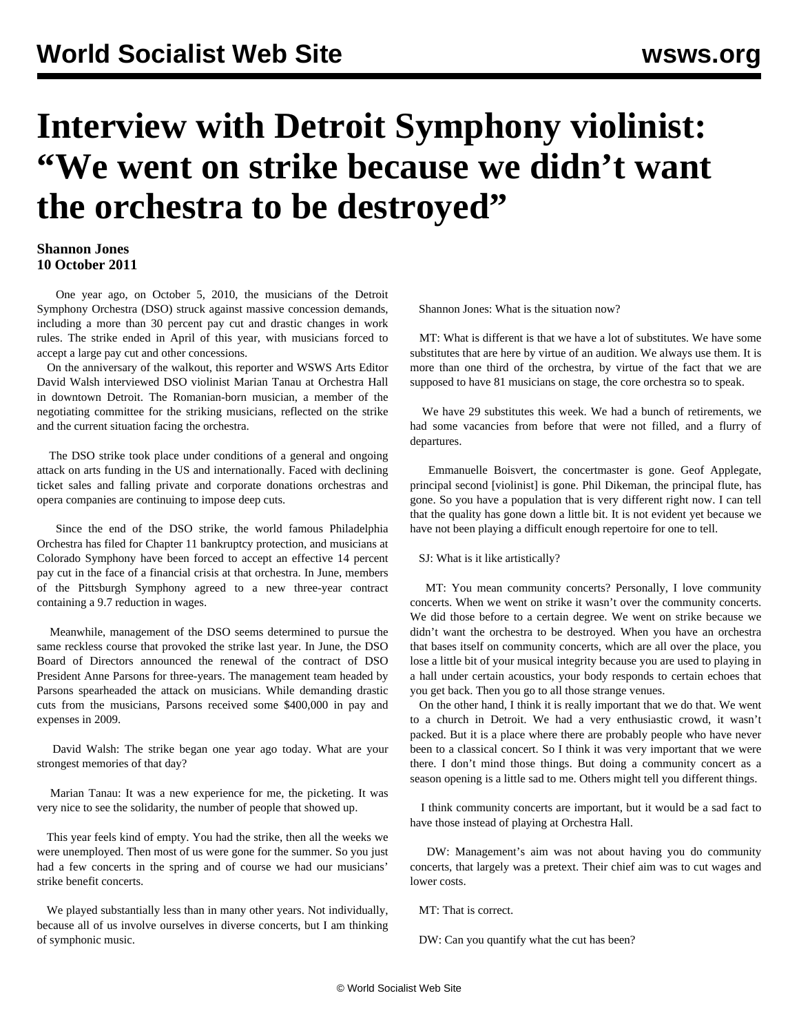# Interview with Detroit Symphony violinist: "We went on strike because we didn't want the orchestra to be destroyed"

**Shannon Jones**
**10 October 2011**

One year ago, on October 5, 2010, the musicians of the Detroit Symphony Orchestra (DSO) struck against massive concession demands, including a more than 30 percent pay cut and drastic changes in work rules. The strike ended in April of this year, with musicians forced to accept a large pay cut and other concessions.

On the anniversary of the walkout, this reporter and WSWS Arts Editor David Walsh interviewed DSO violinist Marian Tanau at Orchestra Hall in downtown Detroit. The Romanian-born musician, a member of the negotiating committee for the striking musicians, reflected on the strike and the current situation facing the orchestra.

The DSO strike took place under conditions of a general and ongoing attack on arts funding in the US and internationally. Faced with declining ticket sales and falling private and corporate donations orchestras and opera companies are continuing to impose deep cuts.

Since the end of the DSO strike, the world famous Philadelphia Orchestra has filed for Chapter 11 bankruptcy protection, and musicians at Colorado Symphony have been forced to accept an effective 14 percent pay cut in the face of a financial crisis at that orchestra. In June, members of the Pittsburgh Symphony agreed to a new three-year contract containing a 9.7 reduction in wages.

Meanwhile, management of the DSO seems determined to pursue the same reckless course that provoked the strike last year. In June, the DSO Board of Directors announced the renewal of the contract of DSO President Anne Parsons for three-years. The management team headed by Parsons spearheaded the attack on musicians. While demanding drastic cuts from the musicians, Parsons received some $400,000 in pay and expenses in 2009.

David Walsh: The strike began one year ago today. What are your strongest memories of that day?

Marian Tanau: It was a new experience for me, the picketing. It was very nice to see the solidarity, the number of people that showed up.

This year feels kind of empty. You had the strike, then all the weeks we were unemployed. Then most of us were gone for the summer. So you just had a few concerts in the spring and of course we had our musicians' strike benefit concerts.

We played substantially less than in many other years. Not individually, because all of us involve ourselves in diverse concerts, but I am thinking of symphonic music.

Shannon Jones: What is the situation now?

MT: What is different is that we have a lot of substitutes. We have some substitutes that are here by virtue of an audition. We always use them. It is more than one third of the orchestra, by virtue of the fact that we are supposed to have 81 musicians on stage, the core orchestra so to speak.

We have 29 substitutes this week. We had a bunch of retirements, we had some vacancies from before that were not filled, and a flurry of departures.

Emmanuelle Boisvert, the concertmaster is gone. Geof Applegate, principal second [violinist] is gone. Phil Dikeman, the principal flute, has gone. So you have a population that is very different right now. I can tell that the quality has gone down a little bit. It is not evident yet because we have not been playing a difficult enough repertoire for one to tell.

SJ: What is it like artistically?

MT: You mean community concerts? Personally, I love community concerts. When we went on strike it wasn't over the community concerts. We did those before to a certain degree. We went on strike because we didn't want the orchestra to be destroyed. When you have an orchestra that bases itself on community concerts, which are all over the place, you lose a little bit of your musical integrity because you are used to playing in a hall under certain acoustics, your body responds to certain echoes that you get back. Then you go to all those strange venues.

On the other hand, I think it is really important that we do that. We went to a church in Detroit. We had a very enthusiastic crowd, it wasn't packed. But it is a place where there are probably people who have never been to a classical concert. So I think it was very important that we were there. I don't mind those things. But doing a community concert as a season opening is a little sad to me. Others might tell you different things.

I think community concerts are important, but it would be a sad fact to have those instead of playing at Orchestra Hall.

DW: Management's aim was not about having you do community concerts, that largely was a pretext. Their chief aim was to cut wages and lower costs.

MT: That is correct.

DW: Can you quantify what the cut has been?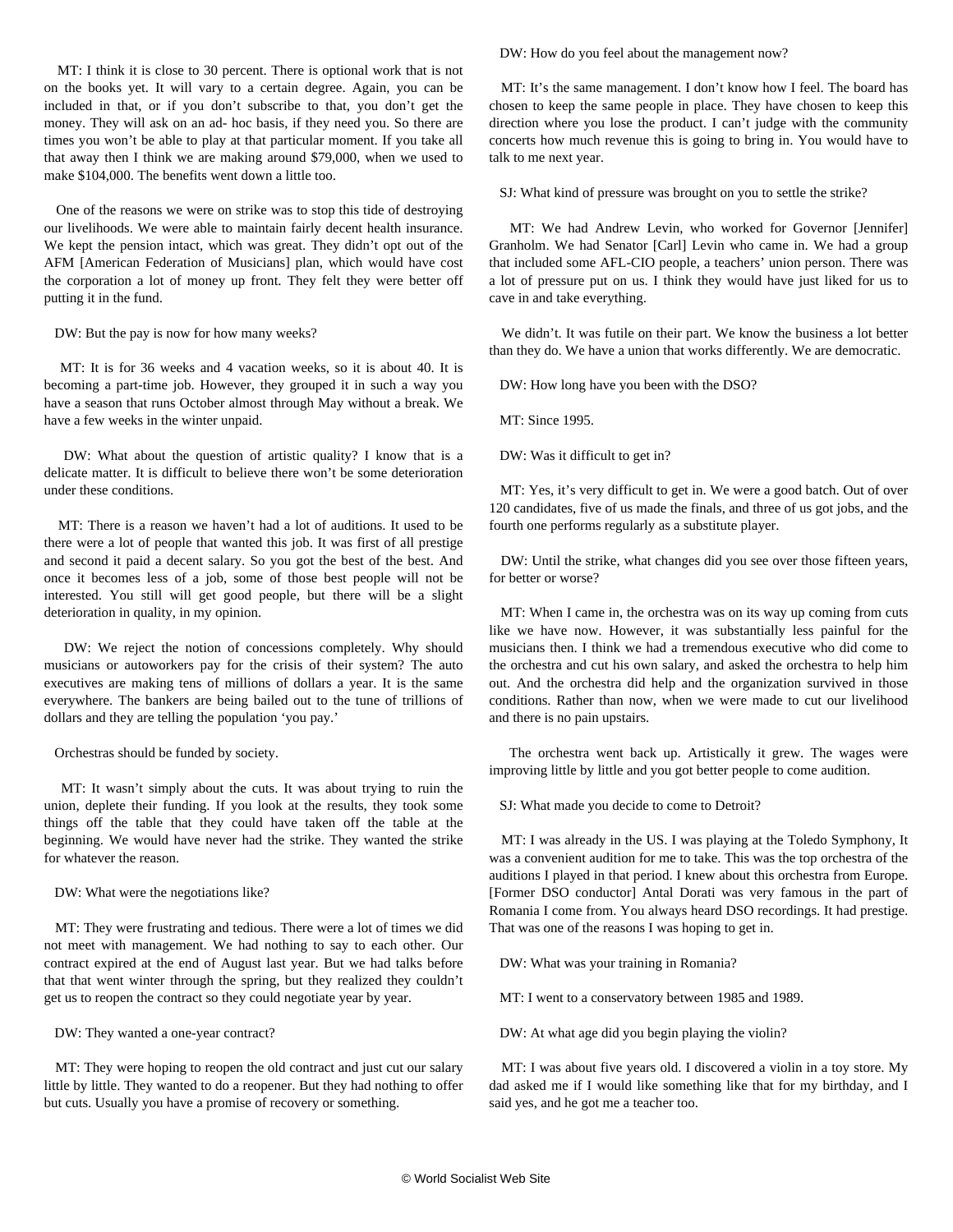MT: I think it is close to 30 percent. There is optional work that is not on the books yet. It will vary to a certain degree. Again, you can be included in that, or if you don't subscribe to that, you don't get the money. They will ask on an ad- hoc basis, if they need you. So there are times you won't be able to play at that particular moment. If you take all that away then I think we are making around $79,000, when we used to make $104,000. The benefits went down a little too.

One of the reasons we were on strike was to stop this tide of destroying our livelihoods. We were able to maintain fairly decent health insurance. We kept the pension intact, which was great. They didn't opt out of the AFM [American Federation of Musicians] plan, which would have cost the corporation a lot of money up front. They felt they were better off putting it in the fund.

DW: But the pay is now for how many weeks?

MT: It is for 36 weeks and 4 vacation weeks, so it is about 40. It is becoming a part-time job. However, they grouped it in such a way you have a season that runs October almost through May without a break. We have a few weeks in the winter unpaid.

DW: What about the question of artistic quality? I know that is a delicate matter. It is difficult to believe there won't be some deterioration under these conditions.

MT: There is a reason we haven't had a lot of auditions. It used to be there were a lot of people that wanted this job. It was first of all prestige and second it paid a decent salary. So you got the best of the best. And once it becomes less of a job, some of those best people will not be interested. You still will get good people, but there will be a slight deterioration in quality, in my opinion.

DW: We reject the notion of concessions completely. Why should musicians or autoworkers pay for the crisis of their system? The auto executives are making tens of millions of dollars a year. It is the same everywhere. The bankers are being bailed out to the tune of trillions of dollars and they are telling the population 'you pay.'

Orchestras should be funded by society.

MT: It wasn't simply about the cuts. It was about trying to ruin the union, deplete their funding. If you look at the results, they took some things off the table that they could have taken off the table at the beginning. We would have never had the strike. They wanted the strike for whatever the reason.

DW: What were the negotiations like?

MT: They were frustrating and tedious. There were a lot of times we did not meet with management. We had nothing to say to each other. Our contract expired at the end of August last year. But we had talks before that that went winter through the spring, but they realized they couldn't get us to reopen the contract so they could negotiate year by year.

DW: They wanted a one-year contract?

MT: They were hoping to reopen the old contract and just cut our salary little by little. They wanted to do a reopener. But they had nothing to offer but cuts. Usually you have a promise of recovery or something.

DW: How do you feel about the management now?

MT: It's the same management. I don't know how I feel. The board has chosen to keep the same people in place. They have chosen to keep this direction where you lose the product. I can't judge with the community concerts how much revenue this is going to bring in. You would have to talk to me next year.

SJ: What kind of pressure was brought on you to settle the strike?

MT: We had Andrew Levin, who worked for Governor [Jennifer] Granholm. We had Senator [Carl] Levin who came in. We had a group that included some AFL-CIO people, a teachers' union person. There was a lot of pressure put on us. I think they would have just liked for us to cave in and take everything.

We didn't. It was futile on their part. We know the business a lot better than they do. We have a union that works differently. We are democratic.

DW: How long have you been with the DSO?

MT: Since 1995.

DW: Was it difficult to get in?

MT: Yes, it's very difficult to get in. We were a good batch. Out of over 120 candidates, five of us made the finals, and three of us got jobs, and the fourth one performs regularly as a substitute player.

DW: Until the strike, what changes did you see over those fifteen years, for better or worse?

MT: When I came in, the orchestra was on its way up coming from cuts like we have now. However, it was substantially less painful for the musicians then. I think we had a tremendous executive who did come to the orchestra and cut his own salary, and asked the orchestra to help him out. And the orchestra did help and the organization survived in those conditions. Rather than now, when we were made to cut our livelihood and there is no pain upstairs.

The orchestra went back up. Artistically it grew. The wages were improving little by little and you got better people to come audition.

SJ: What made you decide to come to Detroit?

MT: I was already in the US. I was playing at the Toledo Symphony, It was a convenient audition for me to take. This was the top orchestra of the auditions I played in that period. I knew about this orchestra from Europe. [Former DSO conductor] Antal Dorati was very famous in the part of Romania I come from. You always heard DSO recordings. It had prestige. That was one of the reasons I was hoping to get in.

DW: What was your training in Romania?

MT: I went to a conservatory between 1985 and 1989.

DW: At what age did you begin playing the violin?

MT: I was about five years old. I discovered a violin in a toy store. My dad asked me if I would like something like that for my birthday, and I said yes, and he got me a teacher too.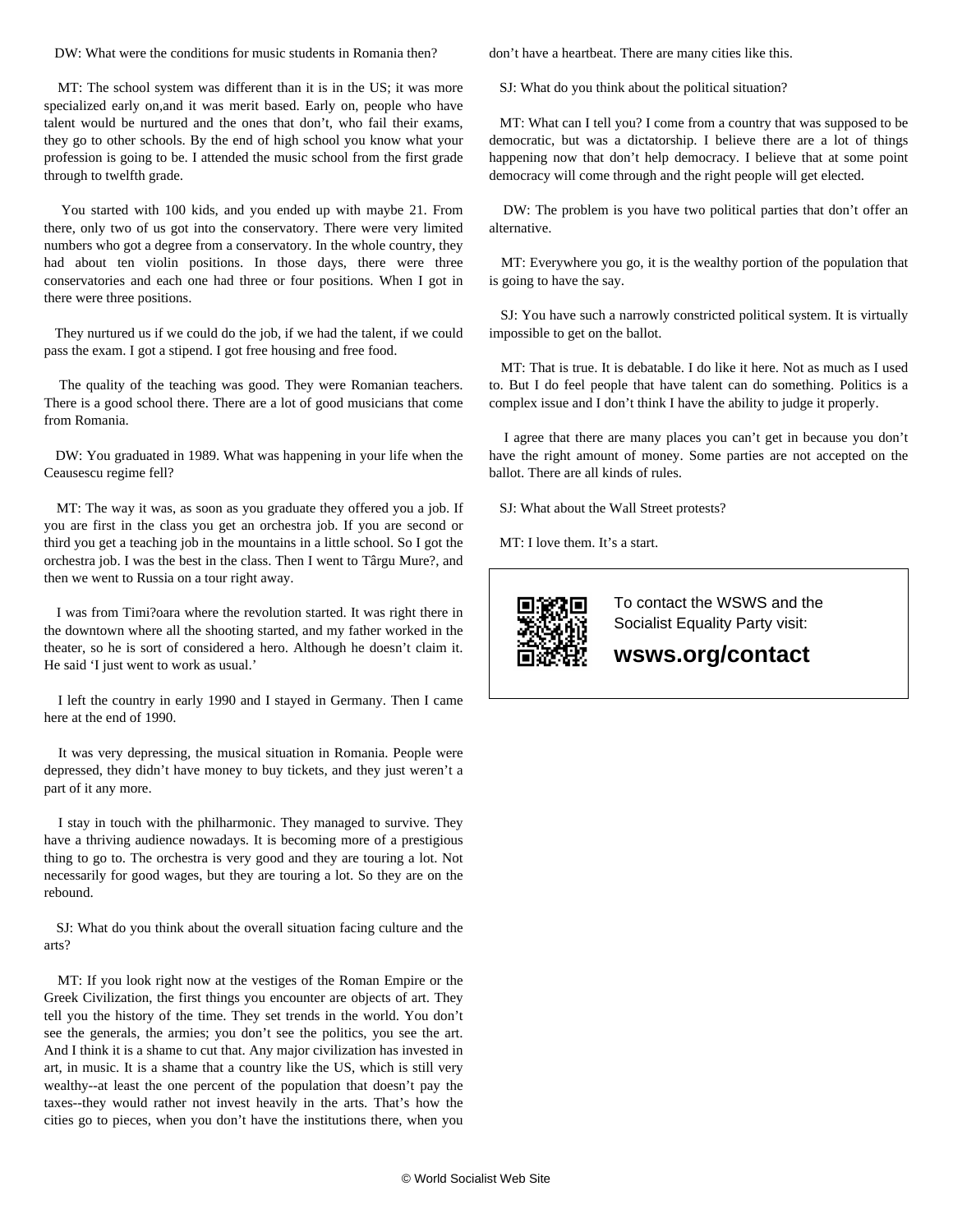DW: What were the conditions for music students in Romania then?

MT: The school system was different than it is in the US; it was more specialized early on,and it was merit based. Early on, people who have talent would be nurtured and the ones that don't, who fail their exams, they go to other schools. By the end of high school you know what your profession is going to be. I attended the music school from the first grade through to twelfth grade.

You started with 100 kids, and you ended up with maybe 21. From there, only two of us got into the conservatory. There were very limited numbers who got a degree from a conservatory. In the whole country, they had about ten violin positions. In those days, there were three conservatories and each one had three or four positions. When I got in there were three positions.

They nurtured us if we could do the job, if we had the talent, if we could pass the exam. I got a stipend. I got free housing and free food.

The quality of the teaching was good. They were Romanian teachers. There is a good school there. There are a lot of good musicians that come from Romania.

DW: You graduated in 1989. What was happening in your life when the Ceausescu regime fell?

MT: The way it was, as soon as you graduate they offered you a job. If you are first in the class you get an orchestra job. If you are second or third you get a teaching job in the mountains in a little school. So I got the orchestra job. I was the best in the class. Then I went to Târgu Mure?, and then we went to Russia on a tour right away.

I was from Timi?oara where the revolution started. It was right there in the downtown where all the shooting started, and my father worked in the theater, so he is sort of considered a hero. Although he doesn't claim it. He said 'I just went to work as usual.'

I left the country in early 1990 and I stayed in Germany. Then I came here at the end of 1990.

It was very depressing, the musical situation in Romania. People were depressed, they didn't have money to buy tickets, and they just weren't a part of it any more.

I stay in touch with the philharmonic. They managed to survive. They have a thriving audience nowadays. It is becoming more of a prestigious thing to go to. The orchestra is very good and they are touring a lot. Not necessarily for good wages, but they are touring a lot. So they are on the rebound.

SJ: What do you think about the overall situation facing culture and the arts?

MT: If you look right now at the vestiges of the Roman Empire or the Greek Civilization, the first things you encounter are objects of art. They tell you the history of the time. They set trends in the world. You don't see the generals, the armies; you don't see the politics, you see the art. And I think it is a shame to cut that. Any major civilization has invested in art, in music. It is a shame that a country like the US, which is still very wealthy--at least the one percent of the population that doesn't pay the taxes--they would rather not invest heavily in the arts. That's how the cities go to pieces, when you don't have the institutions there, when you don't have a heartbeat. There are many cities like this.

SJ: What do you think about the political situation?

MT: What can I tell you? I come from a country that was supposed to be democratic, but was a dictatorship. I believe there are a lot of things happening now that don't help democracy. I believe that at some point democracy will come through and the right people will get elected.

DW: The problem is you have two political parties that don't offer an alternative.

MT: Everywhere you go, it is the wealthy portion of the population that is going to have the say.

SJ: You have such a narrowly constricted political system. It is virtually impossible to get on the ballot.

MT: That is true. It is debatable. I do like it here. Not as much as I used to. But I do feel people that have talent can do something. Politics is a complex issue and I don't think I have the ability to judge it properly.

I agree that there are many places you can't get in because you don't have the right amount of money. Some parties are not accepted on the ballot. There are all kinds of rules.

SJ: What about the Wall Street protests?

MT: I love them. It's a start.

To contact the WSWS and the Socialist Equality Party visit:

**wsws.org/contact**